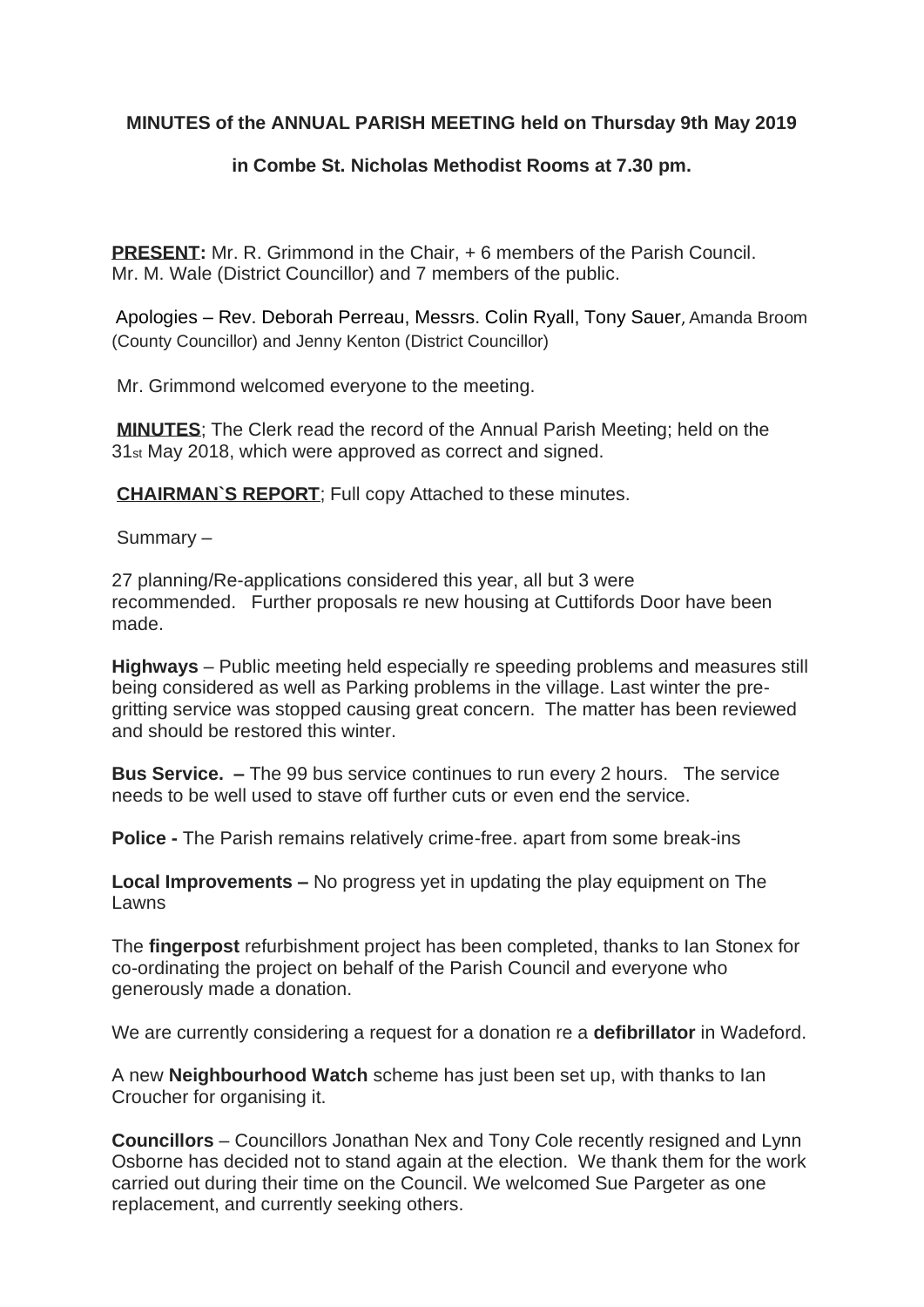**MINUTES of the ANNUAL PARISH MEETING held on Thursday 9th May 2019**

**in Combe St. Nicholas Methodist Rooms at 7.30 pm.**

**PRESENT:** Mr. R. Grimmond in the Chair, + 6 members of the Parish Council. Mr. M. Wale (District Councillor) and 7 members of the public.

Apologies – Rev. Deborah Perreau, Messrs. Colin Ryall, Tony Sauer, Amanda Broom (County Councillor) and Jenny Kenton (District Councillor)

Mr. Grimmond welcomed everyone to the meeting.

**MINUTES**; The Clerk read the record of the Annual Parish Meeting; held on the 31st May 2018, which were approved as correct and signed.

**CHAIRMAN`S REPORT**; Full copy Attached to these minutes.

Summary –

27 planning/Re-applications considered this year, all but 3 were recommended. Further proposals re new housing at Cuttifords Door have been made.

**Highways** – Public meeting held especially re speeding problems and measures still being considered as well as Parking problems in the village. Last winter the pre-gritting service was stopped causing great concern. The matter has been reviewed and should be restored this winter.

**Bus Service. –** The 99 bus service continues to run every 2 hours. The service needs to be well used to stave off further cuts or even end the service.

**Police -** The Parish remains relatively crime-free. apart from some break-ins

**Local Improvements –** No progress yet in updating the play equipment on The Lawns

The **fingerpost** refurbishment project has been completed, thanks to Ian Stonex for co-ordinating the project on behalf of the Parish Council and everyone who generously made a donation.

We are currently considering a request for a donation re a **defibrillator** in Wadeford.

A new **Neighbourhood Watch** scheme has just been set up, with thanks to Ian Croucher for organising it.

**Councillors** – Councillors Jonathan Nex and Tony Cole recently resigned and Lynn Osborne has decided not to stand again at the election. We thank them for the work carried out during their time on the Council. We welcomed Sue Pargeter as one replacement, and currently seeking others.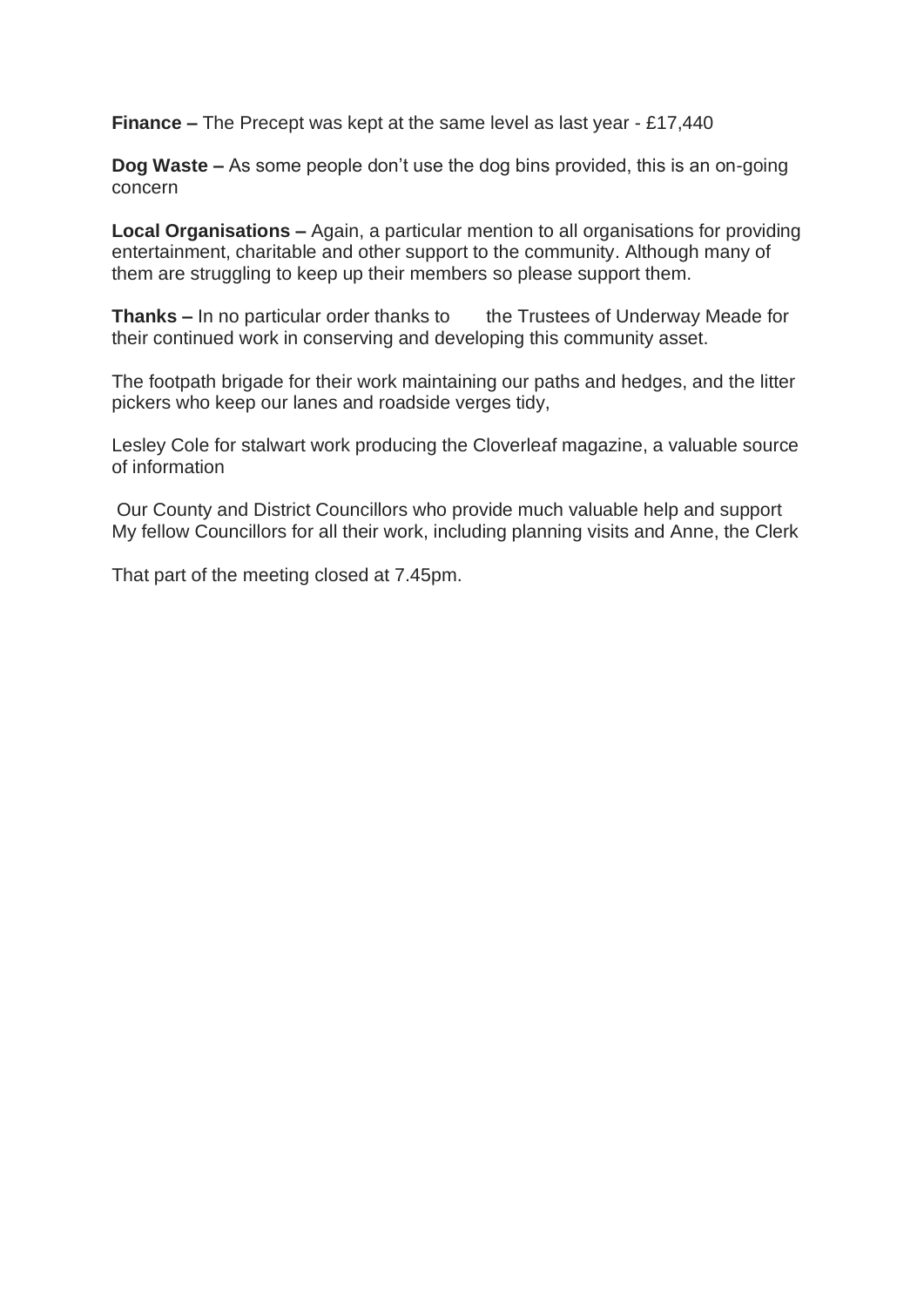**Finance –** The Precept was kept at the same level as last year - £17,440

**Dog Waste –** As some people don't use the dog bins provided, this is an on-going concern

**Local Organisations –** Again, a particular mention to all organisations for providing entertainment, charitable and other support to the community. Although many of them are struggling to keep up their members so please support them.

**Thanks –** In no particular order thanks to the Trustees of Underway Meade for their continued work in conserving and developing this community asset.

The footpath brigade for their work maintaining our paths and hedges, and the litter pickers who keep our lanes and roadside verges tidy,

Lesley Cole for stalwart work producing the Cloverleaf magazine, a valuable source of information

Our County and District Councillors who provide much valuable help and support
My fellow Councillors for all their work, including planning visits and Anne, the Clerk

That part of the meeting closed at 7.45pm.